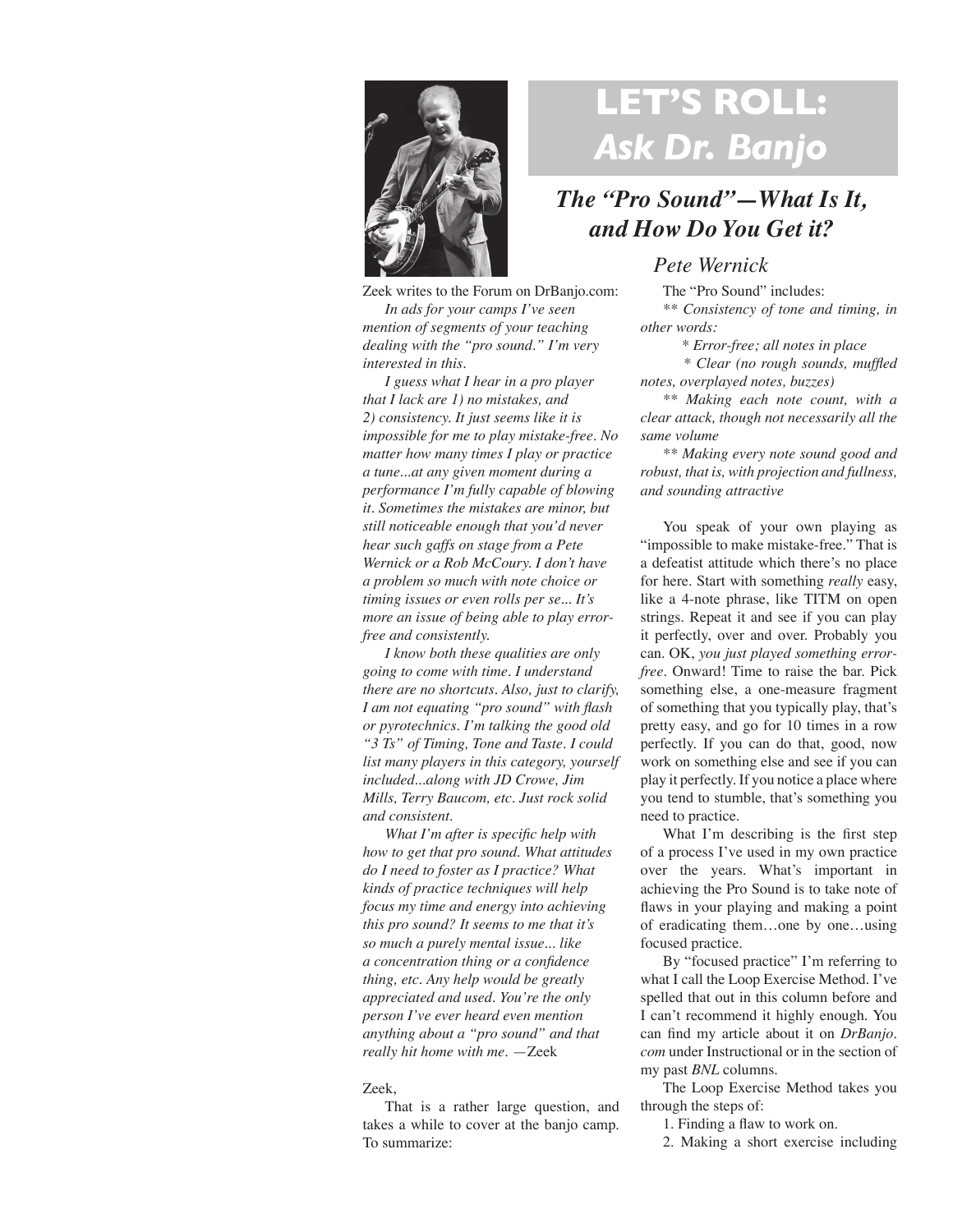# LET'S ROLL: *Ask Dr. Banjo*

## *The "Pro Sound"—What Is It, and How Do You Get it?*

*Pete Wernick*

Zeek writes to the Forum on DrBanjo.com:

*In ads for your camps I've seen mention of segments of your teaching dealing with the "pro sound." I'm very interested in this.*

*I guess what I hear in a pro player that I lack are 1) no mistakes, and 2) consistency. It just seems like it is impossible for me to play mistake-free. No matter how many times I play or practice a tune...at any given moment during a performance I'm fully capable of blowing it. Sometimes the mistakes are minor, but still noticeable enough that you'd never hear such gaffs on stage from a Pete Wernick or a Rob McCoury. I don't have a problem so much with note choice or timing issues or even rolls per se... It's more an issue of being able to play error-free and consistently.*

*I know both these qualities are only going to come with time. I understand there are no shortcuts. Also, just to clarify, I am not equating "pro sound" with flash or pyrotechnics. I'm talking the good old "3 Ts" of Timing, Tone and Taste. I could list many players in this category, yourself included...along with JD Crowe, Jim Mills, Terry Baucom, etc. Just rock solid and consistent.*

*What I'm after is specific help with how to get that pro sound. What attitudes do I need to foster as I practice? What kinds of practice techniques will help focus my time and energy into achieving this pro sound? It seems to me that it's so much a purely mental issue... like a concentration thing or a confidence thing, etc. Any help would be greatly appreciated and used. You're the only person I've ever heard even mention anything about a "pro sound" and that really hit home with me.* —Zeek

Zeek,

That is a rather large question, and takes a while to cover at the banjo camp. To summarize:

The "Pro Sound" includes:

** *Consistency of tone and timing, in other words:*

* *Error-free; all notes in place*

* *Clear (no rough sounds, muffled notes, overplayed notes, buzzes)*

** *Making each note count, with a clear attack, though not necessarily all the same volume*

** *Making every note sound good and robust, that is, with projection and fullness, and sounding attractive*

You speak of your own playing as "impossible to make mistake-free." That is a defeatist attitude which there's no place for here. Start with something *really* easy, like a 4-note phrase, like TITM on open strings. Repeat it and see if you can play it perfectly, over and over. Probably you can. OK, *you just played something error-free*. Onward! Time to raise the bar. Pick something else, a one-measure fragment of something that you typically play, that's pretty easy, and go for 10 times in a row perfectly. If you can do that, good, now work on something else and see if you can play it perfectly. If you notice a place where you tend to stumble, that's something you need to practice.

What I'm describing is the first step of a process I've used in my own practice over the years. What's important in achieving the Pro Sound is to take note of flaws in your playing and making a point of eradicating them…one by one…using focused practice.

By "focused practice" I'm referring to what I call the Loop Exercise Method. I've spelled that out in this column before and I can't recommend it highly enough. You can find my article about it on *DrBanjo.com* under Instructional or in the section of my past *BNL* columns.

The Loop Exercise Method takes you through the steps of:

1. Finding a flaw to work on.
2. Making a short exercise including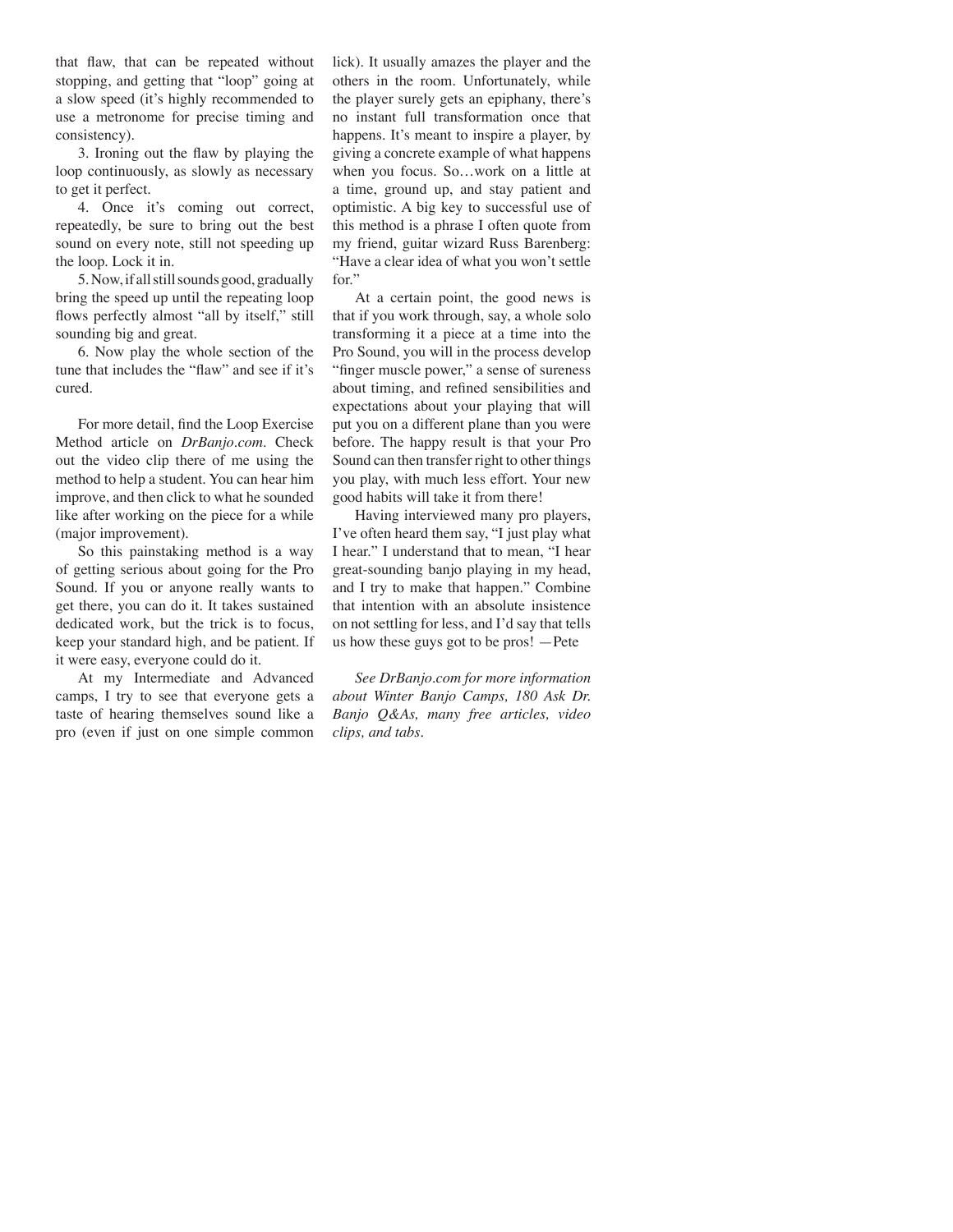that flaw, that can be repeated without stopping, and getting that "loop" going at a slow speed (it's highly recommended to use a metronome for precise timing and consistency).

3. Ironing out the flaw by playing the loop continuously, as slowly as necessary to get it perfect.

4. Once it's coming out correct, repeatedly, be sure to bring out the best sound on every note, still not speeding up the loop. Lock it in.

5. Now, if all still sounds good, gradually bring the speed up until the repeating loop flows perfectly almost "all by itself," still sounding big and great.

6. Now play the whole section of the tune that includes the "flaw" and see if it's cured.

For more detail, find the Loop Exercise Method article on *DrBanjo.com*. Check out the video clip there of me using the method to help a student. You can hear him improve, and then click to what he sounded like after working on the piece for a while (major improvement).

So this painstaking method is a way of getting serious about going for the Pro Sound. If you or anyone really wants to get there, you can do it. It takes sustained dedicated work, but the trick is to focus, keep your standard high, and be patient. If it were easy, everyone could do it.

At my Intermediate and Advanced camps, I try to see that everyone gets a taste of hearing themselves sound like a pro (even if just on one simple common lick). It usually amazes the player and the others in the room. Unfortunately, while the player surely gets an epiphany, there's no instant full transformation once that happens. It's meant to inspire a player, by giving a concrete example of what happens when you focus. So…work on a little at a time, ground up, and stay patient and optimistic. A big key to successful use of this method is a phrase I often quote from my friend, guitar wizard Russ Barenberg: "Have a clear idea of what you won't settle for."

At a certain point, the good news is that if you work through, say, a whole solo transforming it a piece at a time into the Pro Sound, you will in the process develop "finger muscle power," a sense of sureness about timing, and refined sensibilities and expectations about your playing that will put you on a different plane than you were before. The happy result is that your Pro Sound can then transfer right to other things you play, with much less effort. Your new good habits will take it from there!

Having interviewed many pro players, I've often heard them say, "I just play what I hear." I understand that to mean, "I hear great-sounding banjo playing in my head, and I try to make that happen." Combine that intention with an absolute insistence on not settling for less, and I'd say that tells us how these guys got to be pros! —Pete

*See DrBanjo.com for more information about Winter Banjo Camps, 180 Ask Dr. Banjo Q&As, many free articles, video clips, and tabs.*